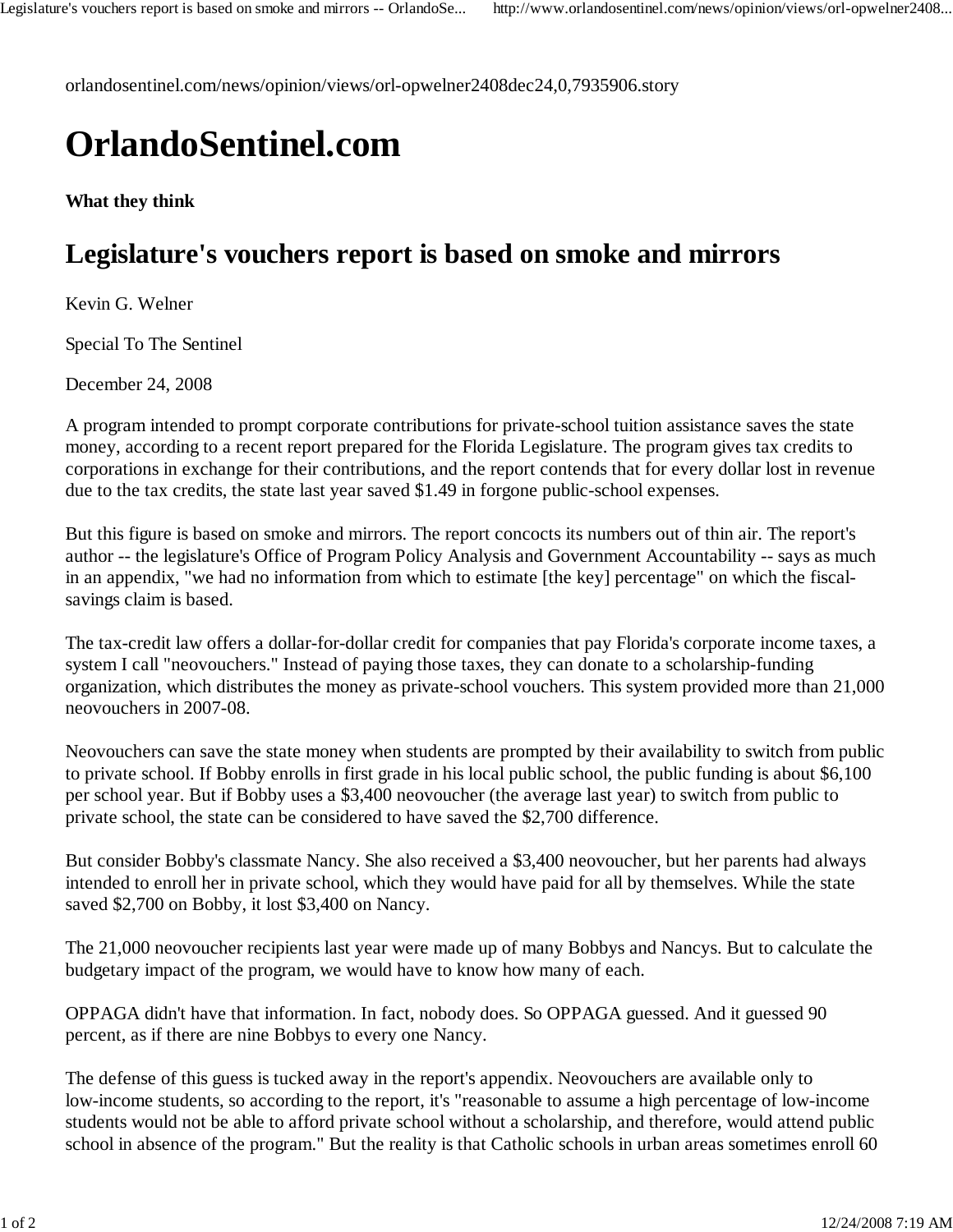orlandosentinel.com/news/opinion/views/orl-opwelner2408dec24,0,7935906.story

# OrlandoSentinel.com

**What they think**

## Legislature's vouchers report is based on smoke and mirrors

Kevin G. Welner

Special To The Sentinel

December 24, 2008

A program intended to prompt corporate contributions for private-school tuition assistance saves the state money, according to a recent report prepared for the Florida Legislature. The program gives tax credits to corporations in exchange for their contributions, and the report contends that for every dollar lost in revenue due to the tax credits, the state last year saved $1.49 in forgone public-school expenses.

But this figure is based on smoke and mirrors. The report concocts its numbers out of thin air. The report's author -- the legislature's Office of Program Policy Analysis and Government Accountability -- says as much in an appendix, "we had no information from which to estimate [the key] percentage" on which the fiscal-savings claim is based.

The tax-credit law offers a dollar-for-dollar credit for companies that pay Florida's corporate income taxes, a system I call "neovouchers." Instead of paying those taxes, they can donate to a scholarship-funding organization, which distributes the money as private-school vouchers. This system provided more than 21,000 neovouchers in 2007-08.

Neovouchers can save the state money when students are prompted by their availability to switch from public to private school. If Bobby enrolls in first grade in his local public school, the public funding is about $6,100 per school year. But if Bobby uses a $3,400 neovoucher (the average last year) to switch from public to private school, the state can be considered to have saved the $2,700 difference.

But consider Bobby's classmate Nancy. She also received a $3,400 neovoucher, but her parents had always intended to enroll her in private school, which they would have paid for all by themselves. While the state saved $2,700 on Bobby, it lost $3,400 on Nancy.

The 21,000 neovoucher recipients last year were made up of many Bobbys and Nancys. But to calculate the budgetary impact of the program, we would have to know how many of each.

OPPAGA didn't have that information. In fact, nobody does. So OPPAGA guessed. And it guessed 90 percent, as if there are nine Bobbys to every one Nancy.

The defense of this guess is tucked away in the report's appendix. Neovouchers are available only to low-income students, so according to the report, it's "reasonable to assume a high percentage of low-income students would not be able to afford private school without a scholarship, and therefore, would attend public school in absence of the program." But the reality is that Catholic schools in urban areas sometimes enroll 60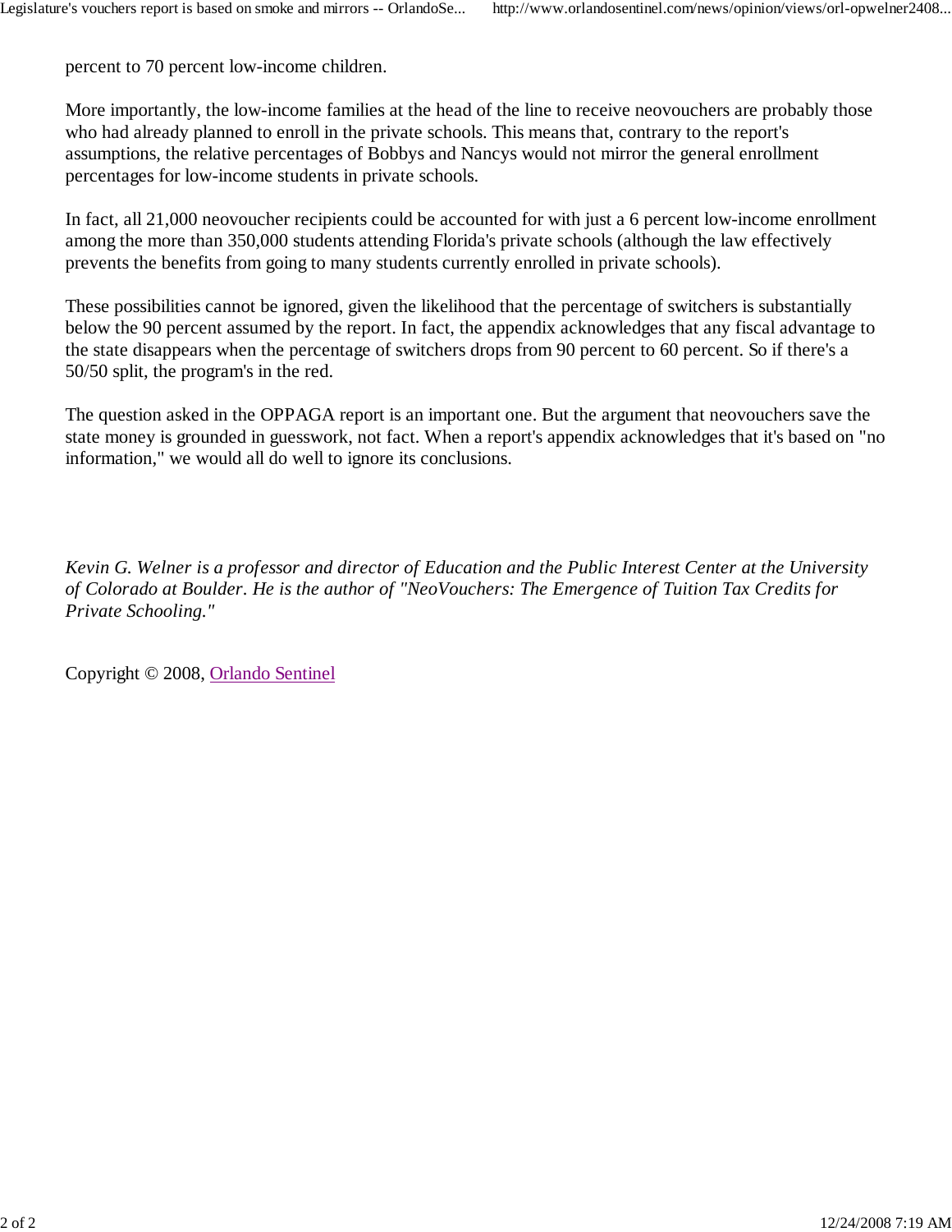percent to 70 percent low-income children.

More importantly, the low-income families at the head of the line to receive neovouchers are probably those who had already planned to enroll in the private schools. This means that, contrary to the report's assumptions, the relative percentages of Bobbys and Nancys would not mirror the general enrollment percentages for low-income students in private schools.

In fact, all 21,000 neovoucher recipients could be accounted for with just a 6 percent low-income enrollment among the more than 350,000 students attending Florida's private schools (although the law effectively prevents the benefits from going to many students currently enrolled in private schools).

These possibilities cannot be ignored, given the likelihood that the percentage of switchers is substantially below the 90 percent assumed by the report. In fact, the appendix acknowledges that any fiscal advantage to the state disappears when the percentage of switchers drops from 90 percent to 60 percent. So if there's a 50/50 split, the program's in the red.

The question asked in the OPPAGA report is an important one. But the argument that neovouchers save the state money is grounded in guesswork, not fact. When a report's appendix acknowledges that it's based on "no information," we would all do well to ignore its conclusions.

*Kevin G. Welner is a professor and director of Education and the Public Interest Center at the University of Colorado at Boulder. He is the author of "NeoVouchers: The Emergence of Tuition Tax Credits for Private Schooling."*

Copyright © 2008, Orlando Sentinel